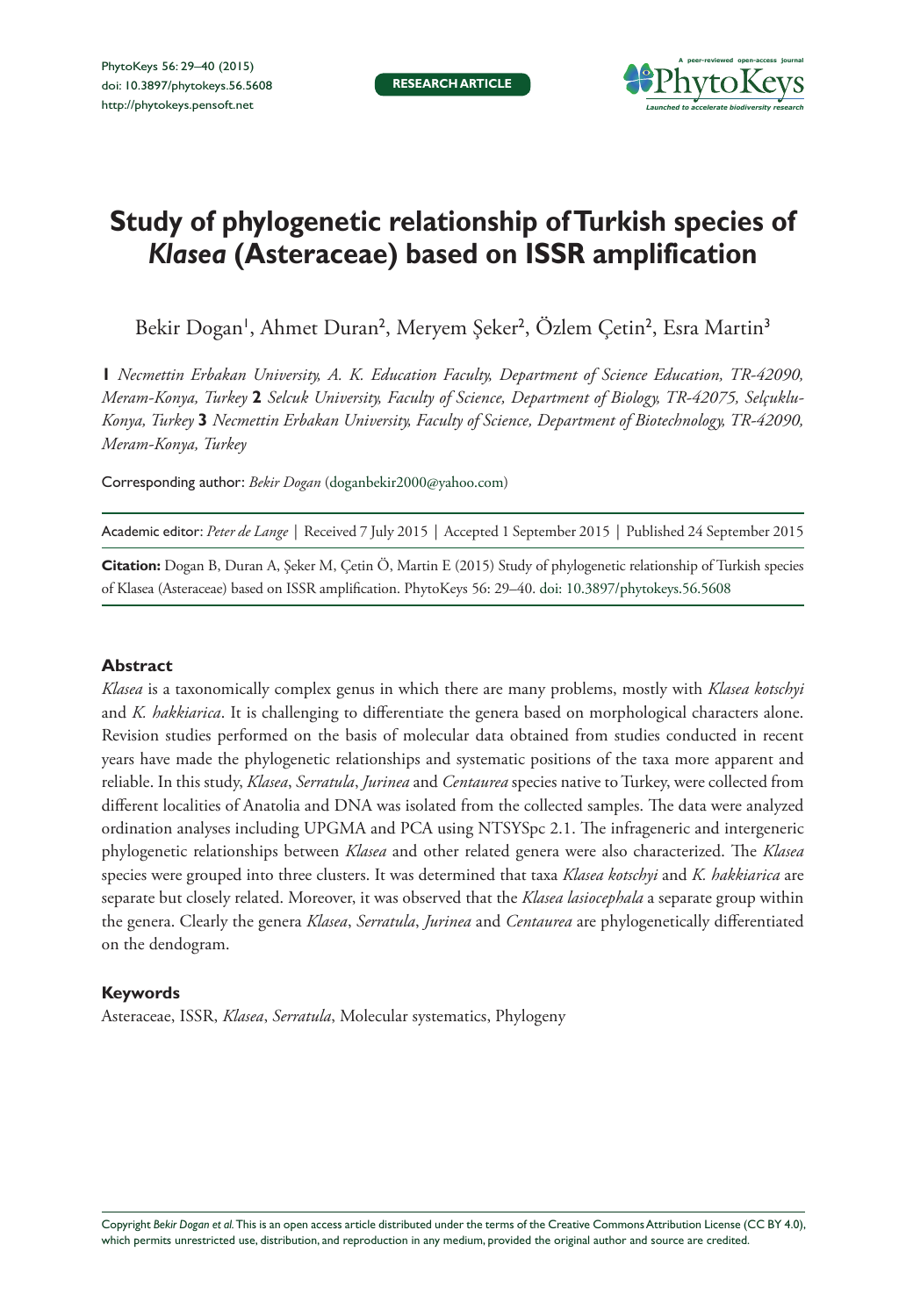RESEARCH ARTICLE

# Study of phylogenetic relationship of Turkish species of *Klasea* (Asteraceae) based on ISSR amplification

Bekir Dogan[1], Ahmet Duran[2], Meryem Şeker[2], Özlem Çetin[2], Esra Martin[3]

**1** *Necmettin Erbakan University, A. K. Education Faculty, Department of Science Education, TR-42090, Meram-Konya, Turkey* **2** *Selcuk University, Faculty of Science, Department of Biology, TR-42075, Selçuklu-Konya, Turkey* **3** *Necmettin Erbakan University, Faculty of Science, Department of Biotechnology, TR-42090, Meram-Konya, Turkey*

Corresponding author: *Bekir Dogan* (doganbekir2000@yahoo.com)

Academic editor: *Peter de Lange* | Received 7 July 2015 | Accepted 1 September 2015 | Published 24 September 2015

**Citation:** Dogan B, Duran A, Şeker M, Çetin Ö, Martin E (2015) Study of phylogenetic relationship of Turkish species of Klasea (Asteraceae) based on ISSR amplification. PhytoKeys 56: 29–40. doi: 10.3897/phytokeys.56.5608

## Abstract

*Klasea* is a taxonomically complex genus in which there are many problems, mostly with *Klasea kotschyi* and *K. hakkiarica*. It is challenging to differentiate the genera based on morphological characters alone. Revision studies performed on the basis of molecular data obtained from studies conducted in recent years have made the phylogenetic relationships and systematic positions of the taxa more apparent and reliable. In this study, *Klasea*, *Serratula*, *Jurinea* and *Centaurea* species native to Turkey, were collected from different localities of Anatolia and DNA was isolated from the collected samples. The data were analyzed ordination analyses including UPGMA and PCA using NTSYSpc 2.1. The infrageneric and intergeneric phylogenetic relationships between *Klasea* and other related genera were also characterized. The *Klasea* species were grouped into three clusters. It was determined that taxa *Klasea kotschyi* and *K. hakkiarica* are separate but closely related. Moreover, it was observed that the *Klasea lasiocephala* a separate group within the genera. Clearly the genera *Klasea*, *Serratula*, *Jurinea* and *Centaurea* are phylogenetically differentiated on the dendogram.

## Keywords

Asteraceae, ISSR, *Klasea*, *Serratula*, Molecular systematics, Phylogeny

Copyright *Bekir Dogan et al.* This is an open access article distributed under the terms of the Creative Commons Attribution License (CC BY 4.0), which permits unrestricted use, distribution, and reproduction in any medium, provided the original author and source are credited.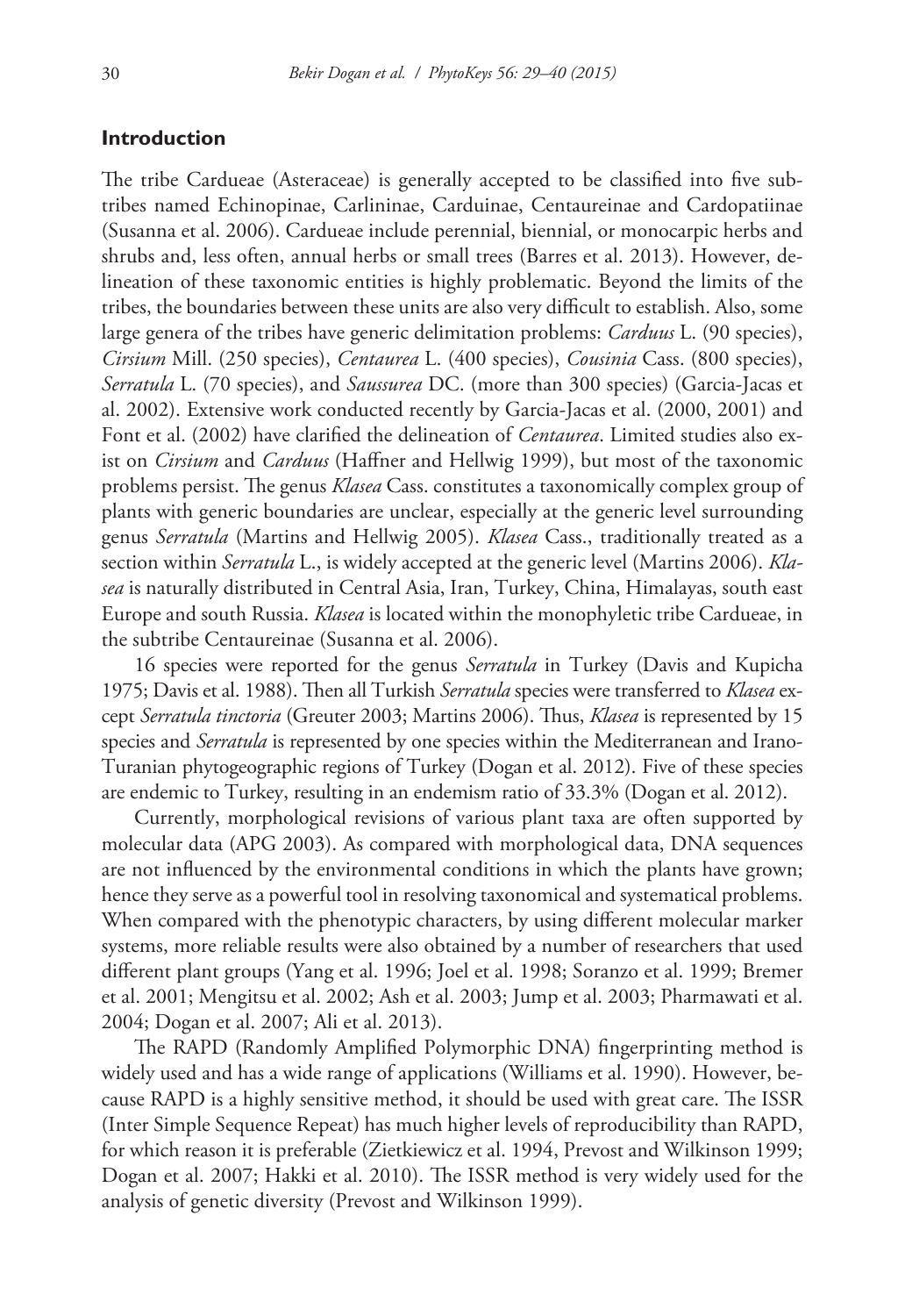## Introduction

The tribe Cardueae (Asteraceae) is generally accepted to be classified into five subtribes named Echinopinae, Carlininae, Carduinae, Centaureinae and Cardopatiinae (Susanna et al. 2006). Cardueae include perennial, biennial, or monocarpic herbs and shrubs and, less often, annual herbs or small trees (Barres et al. 2013). However, delineation of these taxonomic entities is highly problematic. Beyond the limits of the tribes, the boundaries between these units are also very difficult to establish. Also, some large genera of the tribes have generic delimitation problems: *Carduus* L. (90 species), *Cirsium* Mill. (250 species), *Centaurea* L. (400 species), *Cousinia* Cass. (800 species), *Serratula* L. (70 species), and *Saussurea* DC. (more than 300 species) (Garcia-Jacas et al. 2002). Extensive work conducted recently by Garcia-Jacas et al. (2000, 2001) and Font et al. (2002) have clarified the delineation of *Centaurea*. Limited studies also exist on *Cirsium* and *Carduus* (Haffner and Hellwig 1999), but most of the taxonomic problems persist. The genus *Klasea* Cass. constitutes a taxonomically complex group of plants with generic boundaries are unclear, especially at the generic level surrounding genus *Serratula* (Martins and Hellwig 2005). *Klasea* Cass., traditionally treated as a section within *Serratula* L., is widely accepted at the generic level (Martins 2006). *Klasea* is naturally distributed in Central Asia, Iran, Turkey, China, Himalayas, south east Europe and south Russia. *Klasea* is located within the monophyletic tribe Cardueae, in the subtribe Centaureinae (Susanna et al. 2006).

16 species were reported for the genus *Serratula* in Turkey (Davis and Kupicha 1975; Davis et al. 1988). Then all Turkish *Serratula* species were transferred to *Klasea* except *Serratula tinctoria* (Greuter 2003; Martins 2006). Thus, *Klasea* is represented by 15 species and *Serratula* is represented by one species within the Mediterranean and Irano-Turanian phytogeographic regions of Turkey (Dogan et al. 2012). Five of these species are endemic to Turkey, resulting in an endemism ratio of 33.3% (Dogan et al. 2012).

Currently, morphological revisions of various plant taxa are often supported by molecular data (APG 2003). As compared with morphological data, DNA sequences are not influenced by the environmental conditions in which the plants have grown; hence they serve as a powerful tool in resolving taxonomical and systematical problems. When compared with the phenotypic characters, by using different molecular marker systems, more reliable results were also obtained by a number of researchers that used different plant groups (Yang et al. 1996; Joel et al. 1998; Soranzo et al. 1999; Bremer et al. 2001; Mengitsu et al. 2002; Ash et al. 2003; Jump et al. 2003; Pharmawati et al. 2004; Dogan et al. 2007; Ali et al. 2013).

The RAPD (Randomly Amplified Polymorphic DNA) fingerprinting method is widely used and has a wide range of applications (Williams et al. 1990). However, because RAPD is a highly sensitive method, it should be used with great care. The ISSR (Inter Simple Sequence Repeat) has much higher levels of reproducibility than RAPD, for which reason it is preferable (Zietkiewicz et al. 1994, Prevost and Wilkinson 1999; Dogan et al. 2007; Hakki et al. 2010). The ISSR method is very widely used for the analysis of genetic diversity (Prevost and Wilkinson 1999).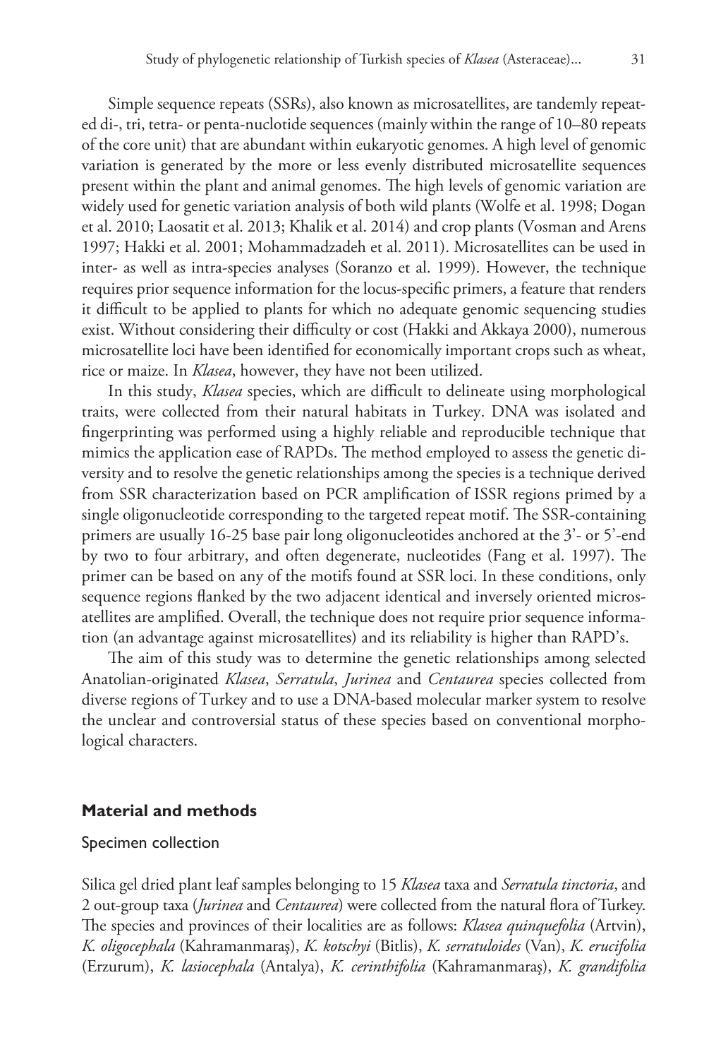Simple sequence repeats (SSRs), also known as microsatellites, are tandemly repeated di-, tri, tetra- or penta-nuclotide sequences (mainly within the range of 10–80 repeats of the core unit) that are abundant within eukaryotic genomes. A high level of genomic variation is generated by the more or less evenly distributed microsatellite sequences present within the plant and animal genomes. The high levels of genomic variation are widely used for genetic variation analysis of both wild plants (Wolfe et al. 1998; Dogan et al. 2010; Laosatit et al. 2013; Khalik et al. 2014) and crop plants (Vosman and Arens 1997; Hakki et al. 2001; Mohammadzadeh et al. 2011). Microsatellites can be used in inter- as well as intra-species analyses (Soranzo et al. 1999). However, the technique requires prior sequence information for the locus-specific primers, a feature that renders it difficult to be applied to plants for which no adequate genomic sequencing studies exist. Without considering their difficulty or cost (Hakki and Akkaya 2000), numerous microsatellite loci have been identified for economically important crops such as wheat, rice or maize. In *Klasea*, however, they have not been utilized.

In this study, *Klasea* species, which are difficult to delineate using morphological traits, were collected from their natural habitats in Turkey. DNA was isolated and fingerprinting was performed using a highly reliable and reproducible technique that mimics the application ease of RAPDs. The method employed to assess the genetic diversity and to resolve the genetic relationships among the species is a technique derived from SSR characterization based on PCR amplification of ISSR regions primed by a single oligonucleotide corresponding to the targeted repeat motif. The SSR-containing primers are usually 16-25 base pair long oligonucleotides anchored at the 3'- or 5'-end by two to four arbitrary, and often degenerate, nucleotides (Fang et al. 1997). The primer can be based on any of the motifs found at SSR loci. In these conditions, only sequence regions flanked by the two adjacent identical and inversely oriented microsatellites are amplified. Overall, the technique does not require prior sequence information (an advantage against microsatellites) and its reliability is higher than RAPD's.

The aim of this study was to determine the genetic relationships among selected Anatolian-originated *Klasea*, *Serratula*, *Jurinea* and *Centaurea* species collected from diverse regions of Turkey and to use a DNA-based molecular marker system to resolve the unclear and controversial status of these species based on conventional morphological characters.

## Material and methods

### Specimen collection

Silica gel dried plant leaf samples belonging to 15 *Klasea* taxa and *Serratula tinctoria*, and 2 out-group taxa (*Jurinea* and *Centaurea*) were collected from the natural flora of Turkey. The species and provinces of their localities are as follows: *Klasea quinquefolia* (Artvin), *K. oligocephala* (Kahramanmaraş), *K. kotschyi* (Bitlis), *K. serratuloides* (Van), *K. erucifolia* (Erzurum), *K. lasiocephala* (Antalya), *K. cerinthifolia* (Kahramanmaraş), *K. grandifolia*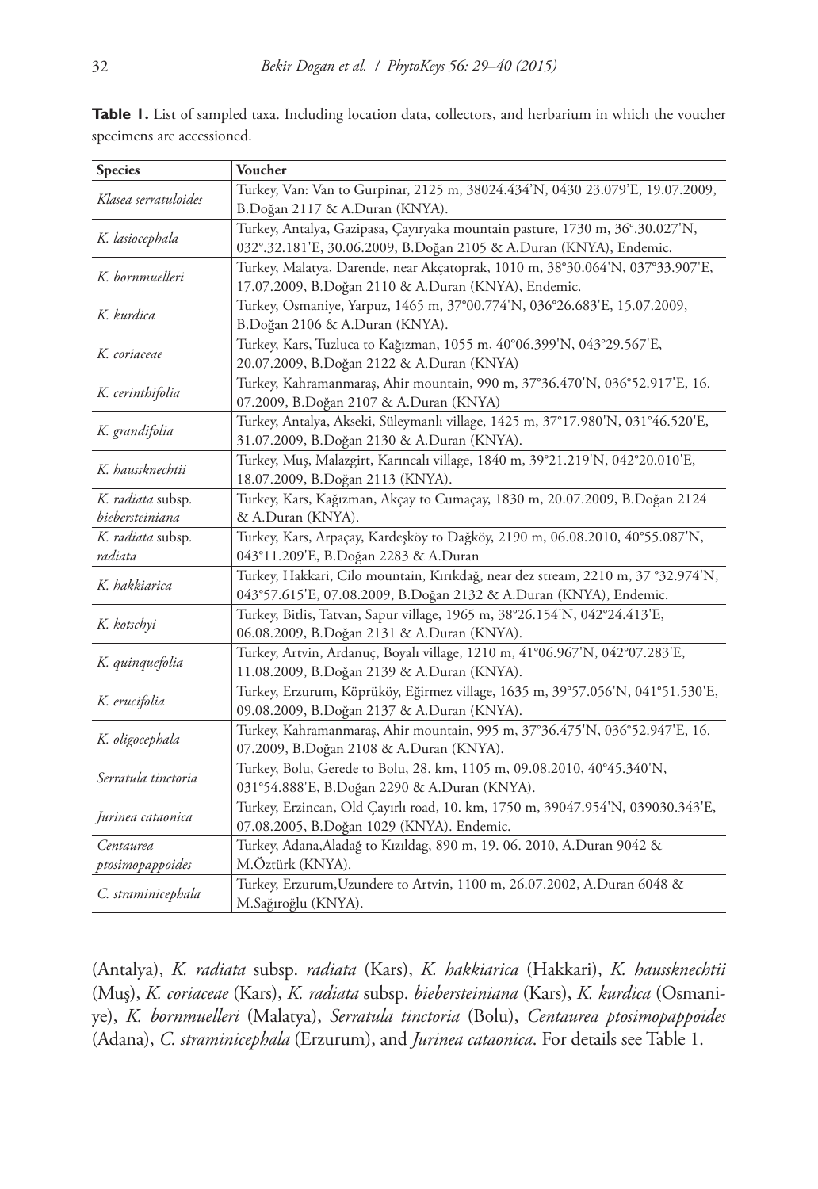**Table 1.** List of sampled taxa. Including location data, collectors, and herbarium in which the voucher specimens are accessioned.

| Species | Voucher |
|---|---|
| *Klasea serratuloides* | Turkey, Van: Van to Gurpinar, 2125 m, 38024.434'N, 0430 23.079'E, 19.07.2009, B.Doğan 2117 & A.Duran (KNYA). |
| *K. lasiocephala* | Turkey, Antalya, Gazipasa, Çayıryaka mountain pasture, 1730 m, 36°.30.027'N, 032°.32.181'E, 30.06.2009, B.Doğan 2105 & A.Duran (KNYA), Endemic. |
| *K. bornmuelleri* | Turkey, Malatya, Darende, near Akçatoprak, 1010 m, 38°30.064'N, 037°33.907'E, 17.07.2009, B.Doğan 2110 & A.Duran (KNYA), Endemic. |
| *K. kurdica* | Turkey, Osmaniye, Yarpuz, 1465 m, 37°00.774'N, 036°26.683'E, 15.07.2009, B.Doğan 2106 & A.Duran (KNYA). |
| *K. coriaceae* | Turkey, Kars, Tuzluca to Kağızman, 1055 m, 40°06.399'N, 043°29.567'E, 20.07.2009, B.Doğan 2122 & A.Duran (KNYA) |
| *K. cerinthifolia* | Turkey, Kahramanmaraş, Ahir mountain, 990 m, 37°36.470'N, 036°52.917'E, 16. 07.2009, B.Doğan 2107 & A.Duran (KNYA) |
| *K. grandifolia* | Turkey, Antalya, Akseki, Süleymanlı village, 1425 m, 37°17.980'N, 031°46.520'E, 31.07.2009, B.Doğan 2130 & A.Duran (KNYA). |
| *K. haussknechtii* | Turkey, Muş, Malazgirt, Karıncalı village, 1840 m, 39°21.219'N, 042°20.010'E, 18.07.2009, B.Doğan 2113 (KNYA). |
| *K. radiata* subsp. *biebersteiniana* | Turkey, Kars, Kağızman, Akçay to Cumaçay, 1830 m, 20.07.2009, B.Doğan 2124 & A.Duran (KNYA). |
| *K. radiata* subsp. *radiata* | Turkey, Kars, Arpaçay, Kardeşköy to Dağköy, 2190 m, 06.08.2010, 40°55.087'N, 043°11.209'E, B.Doğan 2283 & A.Duran |
| *K. hakkiarica* | Turkey, Hakkari, Cilo mountain, Kırıkdağ, near dez stream, 2210 m, 37 °32.974'N, 043°57.615'E, 07.08.2009, B.Doğan 2132 & A.Duran (KNYA), Endemic. |
| *K. kotschyi* | Turkey, Bitlis, Tatvan, Sapur village, 1965 m, 38°26.154'N, 042°24.413'E, 06.08.2009, B.Doğan 2131 & A.Duran (KNYA). |
| *K. quinquefolia* | Turkey, Artvin, Ardanuç, Boyalı village, 1210 m, 41°06.967'N, 042°07.283'E, 11.08.2009, B.Doğan 2139 & A.Duran (KNYA). |
| *K. erucifolia* | Turkey, Erzurum, Köprüköy, Eğirmez village, 1635 m, 39°57.056'N, 041°51.530'E, 09.08.2009, B.Doğan 2137 & A.Duran (KNYA). |
| *K. oligocephala* | Turkey, Kahramanmaraş, Ahir mountain, 995 m, 37°36.475'N, 036°52.947'E, 16. 07.2009, B.Doğan 2108 & A.Duran (KNYA). |
| *Serratula tinctoria* | Turkey, Bolu, Gerede to Bolu, 28. km, 1105 m, 09.08.2010, 40°45.340'N, 031°54.888'E, B.Doğan 2290 & A.Duran (KNYA). |
| *Jurinea cataonica* | Turkey, Erzincan, Old Çayırlı road, 10. km, 1750 m, 39047.954'N, 039030.343'E, 07.08.2005, B.Doğan 1029 (KNYA). Endemic. |
| *Centaurea ptosimopappoides* | Turkey, Adana,Aladağ to Kızıldag, 890 m, 19. 06. 2010, A.Duran 9042 & M.Öztürk (KNYA). |
| *C. straminicephala* | Turkey, Erzurum,Uzundere to Artvin, 1100 m, 26.07.2002, A.Duran 6048 & M.Sağıroğlu (KNYA). |

(Antalya), *K. radiata* subsp. *radiata* (Kars), *K. hakkiarica* (Hakkari), *K. haussknechtii* (Muş), *K. coriaceae* (Kars), *K. radiata* subsp. *biebersteiniana* (Kars), *K. kurdica* (Osmaniye), *K. bornmuelleri* (Malatya), *Serratula tinctoria* (Bolu), *Centaurea ptosimopappoides* (Adana), *C. straminicephala* (Erzurum), and *Jurinea cataonica*. For details see Table 1.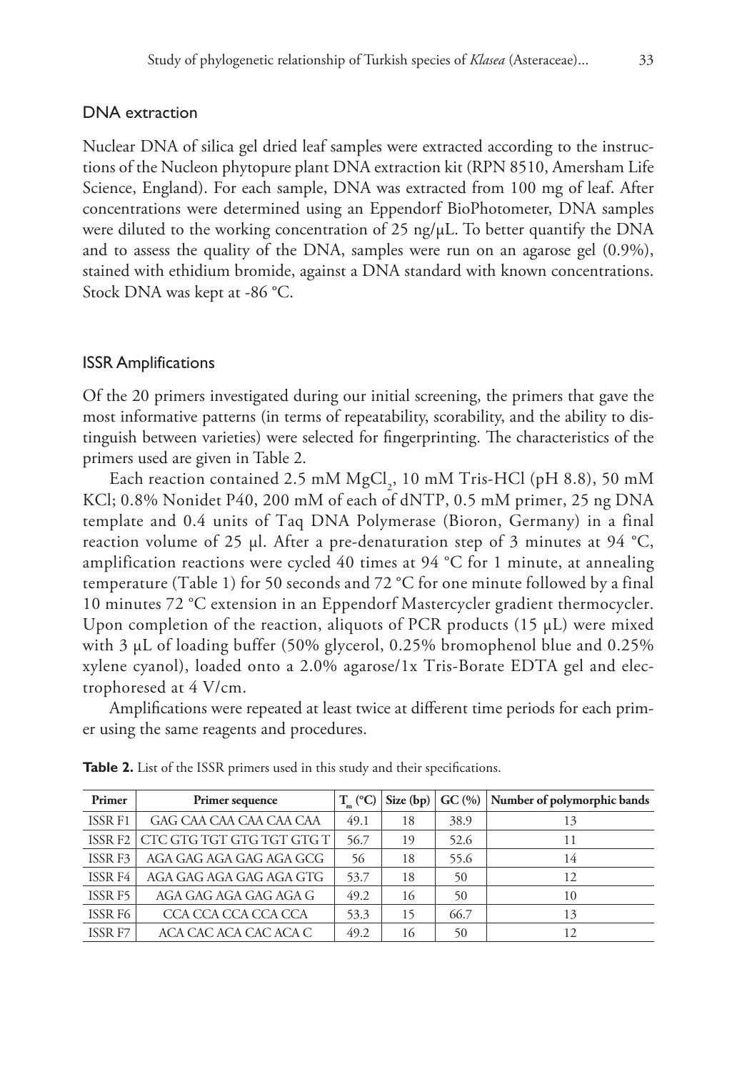## DNA extraction

Nuclear DNA of silica gel dried leaf samples were extracted according to the instructions of the Nucleon phytopure plant DNA extraction kit (RPN 8510, Amersham Life Science, England). For each sample, DNA was extracted from 100 mg of leaf. After concentrations were determined using an Eppendorf BioPhotometer, DNA samples were diluted to the working concentration of 25 ng/µL. To better quantify the DNA and to assess the quality of the DNA, samples were run on an agarose gel (0.9%), stained with ethidium bromide, against a DNA standard with known concentrations. Stock DNA was kept at -86 °C.

## ISSR Amplifications

Of the 20 primers investigated during our initial screening, the primers that gave the most informative patterns (in terms of repeatability, scorability, and the ability to distinguish between varieties) were selected for fingerprinting. The characteristics of the primers used are given in Table 2.

Each reaction contained 2.5 mM $MgCl_2$, 10 mM Tris-HCl (pH 8.8), 50 mM KCl; 0.8% Nonidet P40, 200 mM of each of dNTP, 0.5 mM primer, 25 ng DNA template and 0.4 units of Taq DNA Polymerase (Bioron, Germany) in a final reaction volume of 25 µl. After a pre-denaturation step of 3 minutes at 94 °C, amplification reactions were cycled 40 times at 94 °C for 1 minute, at annealing temperature (Table 1) for 50 seconds and 72 °C for one minute followed by a final 10 minutes 72 °C extension in an Eppendorf Mastercycler gradient thermocycler. Upon completion of the reaction, aliquots of PCR products (15 µL) were mixed with 3 µL of loading buffer (50% glycerol, 0.25% bromophenol blue and 0.25% xylene cyanol), loaded onto a 2.0% agarose/1x Tris-Borate EDTA gel and electrophoresed at 4 V/cm.

Amplifications were repeated at least twice at different time periods for each primer using the same reagents and procedures.

**Table 2.** List of the ISSR primers used in this study and their specifications.

| Primer | Primer sequence | $T_m$ (°C) | Size (bp) | GC (%) | Number of polymorphic bands |
|---|---|---|---|---|---|
| ISSR F1 | GAG CAA CAA CAA CAA CAA | 49.1 | 18 | 38.9 | 13 |
| ISSR F2 | CTC GTG TGT GTG TGT GTG T | 56.7 | 19 | 52.6 | 11 |
| ISSR F3 | AGA GAG AGA GAG AGA GCG | 56 | 18 | 55.6 | 14 |
| ISSR F4 | AGA GAG AGA GAG AGA GTG | 53.7 | 18 | 50 | 12 |
| ISSR F5 | AGA GAG AGA GAG AGA G | 49.2 | 16 | 50 | 10 |
| ISSR F6 | CCA CCA CCA CCA CCA | 53.3 | 15 | 66.7 | 13 |
| ISSR F7 | ACA CAC ACA CAC ACA C | 49.2 | 16 | 50 | 12 |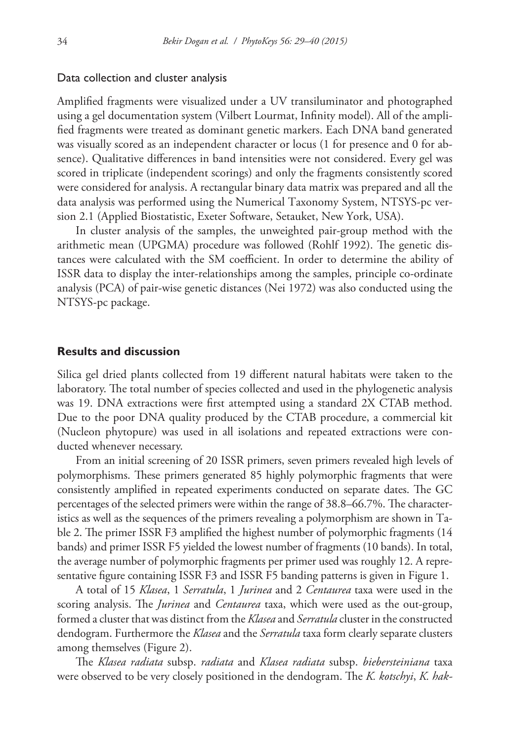### Data collection and cluster analysis

Amplified fragments were visualized under a UV transiluminator and photographed using a gel documentation system (Vilbert Lourmat, Infinity model). All of the amplified fragments were treated as dominant genetic markers. Each DNA band generated was visually scored as an independent character or locus (1 for presence and 0 for absence). Qualitative differences in band intensities were not considered. Every gel was scored in triplicate (independent scorings) and only the fragments consistently scored were considered for analysis. A rectangular binary data matrix was prepared and all the data analysis was performed using the Numerical Taxonomy System, NTSYS-pc version 2.1 (Applied Biostatistic, Exeter Software, Setauket, New York, USA).

In cluster analysis of the samples, the unweighted pair-group method with the arithmetic mean (UPGMA) procedure was followed (Rohlf 1992). The genetic distances were calculated with the SM coefficient. In order to determine the ability of ISSR data to display the inter-relationships among the samples, principle co-ordinate analysis (PCA) of pair-wise genetic distances (Nei 1972) was also conducted using the NTSYS-pc package.

## Results and discussion

Silica gel dried plants collected from 19 different natural habitats were taken to the laboratory. The total number of species collected and used in the phylogenetic analysis was 19. DNA extractions were first attempted using a standard 2X CTAB method. Due to the poor DNA quality produced by the CTAB procedure, a commercial kit (Nucleon phytopure) was used in all isolations and repeated extractions were conducted whenever necessary.

From an initial screening of 20 ISSR primers, seven primers revealed high levels of polymorphisms. These primers generated 85 highly polymorphic fragments that were consistently amplified in repeated experiments conducted on separate dates. The GC percentages of the selected primers were within the range of 38.8–66.7%. The characteristics as well as the sequences of the primers revealing a polymorphism are shown in Table 2. The primer ISSR F3 amplified the highest number of polymorphic fragments (14 bands) and primer ISSR F5 yielded the lowest number of fragments (10 bands). In total, the average number of polymorphic fragments per primer used was roughly 12. A representative figure containing ISSR F3 and ISSR F5 banding patterns is given in Figure 1.

A total of 15 *Klasea*, 1 *Serratula*, 1 *Jurinea* and 2 *Centaurea* taxa were used in the scoring analysis. The *Jurinea* and *Centaurea* taxa, which were used as the out-group, formed a cluster that was distinct from the *Klasea* and *Serratula* cluster in the constructed dendogram. Furthermore the *Klasea* and the *Serratula* taxa form clearly separate clusters among themselves (Figure 2).

The *Klasea radiata* subsp. *radiata* and *Klasea radiata* subsp. *biebersteiniana* taxa were observed to be very closely positioned in the dendogram. The *K. kotschyi*, *K. hak-*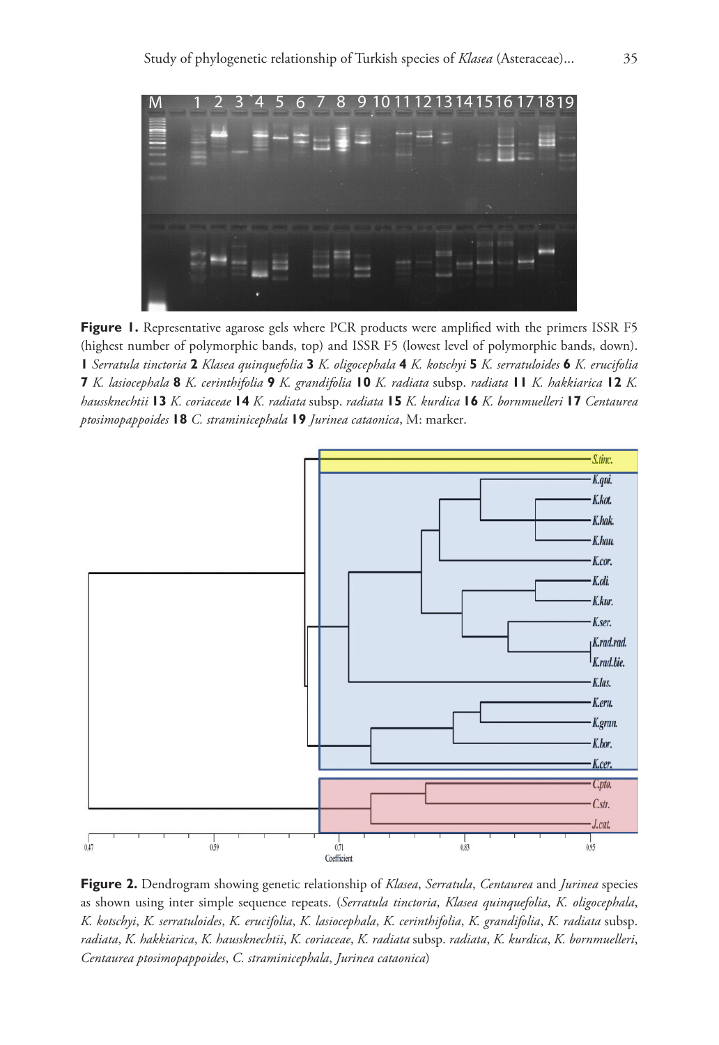**Figure 1.** Representative agarose gels where PCR products were amplified with the primers ISSR F5 (highest number of polymorphic bands, top) and ISSR F5 (lowest level of polymorphic bands, down). **1** *Serratula tinctoria* **2** *Klasea quinquefolia* **3** *K. oligocephala* **4** *K. kotschyi* **5** *K. serratuloides* **6** *K. erucifolia* **7** *K. lasiocephala* **8** *K. cerinthifolia* **9** *K. grandifolia* **10** *K. radiata* subsp. *radiata* **11** *K. hakkiarica* **12** *K. haussknechtii* **13** *K. coriaceae* **14** *K. radiata* subsp. *radiata* **15** *K. kurdica* **16** *K. bornmuelleri* **17** *Centaurea ptosimopappoides* **18** *C. straminicephala* **19** *Jurinea cataonica*, M: marker.

**Figure 2.** Dendrogram showing genetic relationship of *Klasea*, *Serratula*, *Centaurea* and *Jurinea* species as shown using inter simple sequence repeats. (*Serratula tinctoria*, *Klasea quinquefolia*, *K. oligocephala*, *K. kotschyi*, *K. serratuloides*, *K. erucifolia*, *K. lasiocephala*, *K. cerinthifolia*, *K. grandifolia*, *K. radiata* subsp. *radiata*, *K. hakkiarica*, *K. haussknechtii*, *K. coriaceae*, *K. radiata* subsp. *radiata*, *K. kurdica*, *K. bornmuelleri*, *Centaurea ptosimopappoides*, *C. straminicephala*, *Jurinea cataonica*)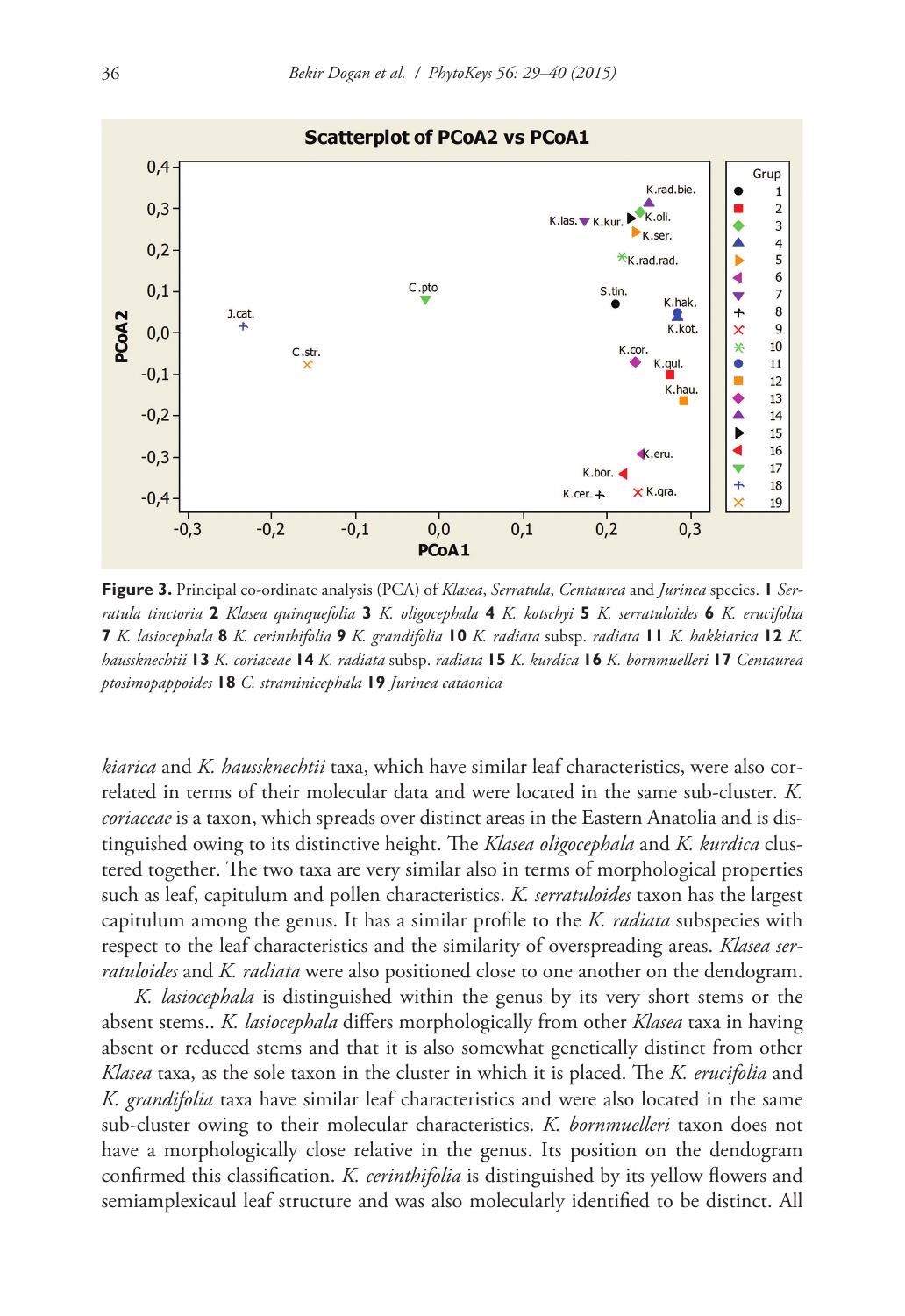**Figure 3.** Principal co-ordinate analysis (PCA) of *Klasea*, *Serratula*, *Centaurea* and *Jurinea* species. **1** *Serratula tinctoria* **2** *Klasea quinquefolia* **3** *K. oligocephala* **4** *K. kotschyi* **5** *K. serratuloides* **6** *K. erucifolia* **7** *K. lasiocephala* **8** *K. cerinthifolia* **9** *K. grandifolia* **10** *K. radiata* subsp. *radiata* **11** *K. hakkiarica* **12** *K. haussknechtii* **13** *K. coriaceae* **14** *K. radiata* subsp. *radiata* **15** *K. kurdica* **16** *K. bornmuelleri* **17** *Centaurea ptosimopappoides* **18** *C. straminicephala* **19** *Jurinea cataonica*

*kiarica* and *K. haussknechtii* taxa, which have similar leaf characteristics, were also correlated in terms of their molecular data and were located in the same sub-cluster. *K. coriaceae* is a taxon, which spreads over distinct areas in the Eastern Anatolia and is distinguished owing to its distinctive height. The *Klasea oligocephala* and *K. kurdica* clustered together. The two taxa are very similar also in terms of morphological properties such as leaf, capitulum and pollen characteristics. *K. serratuloides* taxon has the largest capitulum among the genus. It has a similar profile to the *K. radiata* subspecies with respect to the leaf characteristics and the similarity of overspreading areas. *Klasea serratuloides* and *K. radiata* were also positioned close to one another on the dendogram.

*K. lasiocephala* is distinguished within the genus by its very short stems or the absent stems.. *K. lasiocephala* differs morphologically from other *Klasea* taxa in having absent or reduced stems and that it is also somewhat genetically distinct from other *Klasea* taxa, as the sole taxon in the cluster in which it is placed. The *K. erucifolia* and *K. grandifolia* taxa have similar leaf characteristics and were also located in the same sub-cluster owing to their molecular characteristics. *K. bornmuelleri* taxon does not have a morphologically close relative in the genus. Its position on the dendogram confirmed this classification. *K. cerinthifolia* is distinguished by its yellow flowers and semiamplexicaul leaf structure and was also molecularly identified to be distinct. All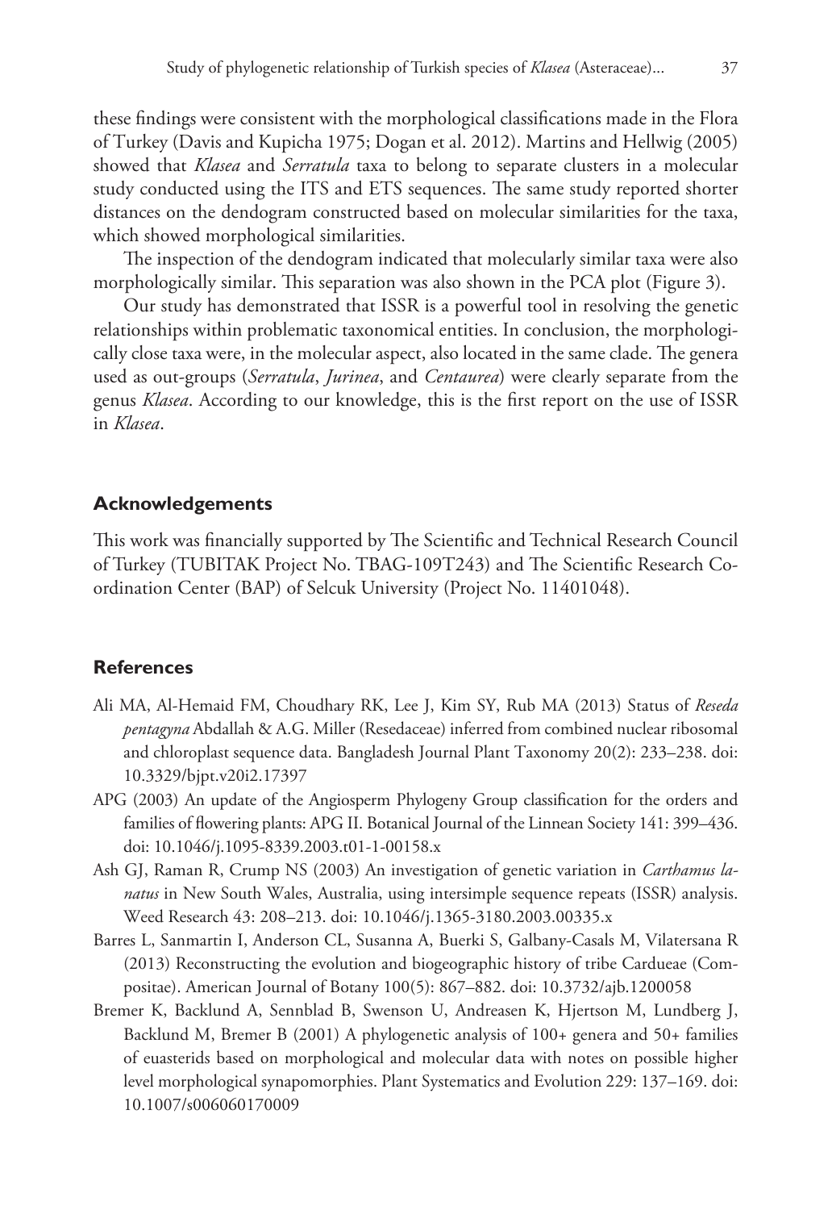these findings were consistent with the morphological classifications made in the Flora of Turkey (Davis and Kupicha 1975; Dogan et al. 2012). Martins and Hellwig (2005) showed that *Klasea* and *Serratula* taxa to belong to separate clusters in a molecular study conducted using the ITS and ETS sequences. The same study reported shorter distances on the dendogram constructed based on molecular similarities for the taxa, which showed morphological similarities.

The inspection of the dendogram indicated that molecularly similar taxa were also morphologically similar. This separation was also shown in the PCA plot (Figure 3).

Our study has demonstrated that ISSR is a powerful tool in resolving the genetic relationships within problematic taxonomical entities. In conclusion, the morphologically close taxa were, in the molecular aspect, also located in the same clade. The genera used as out-groups (*Serratula*, *Jurinea*, and *Centaurea*) were clearly separate from the genus *Klasea*. According to our knowledge, this is the first report on the use of ISSR in *Klasea*.

## Acknowledgements

This work was financially supported by The Scientific and Technical Research Council of Turkey (TUBITAK Project No. TBAG-109T243) and The Scientific Research Coordination Center (BAP) of Selcuk University (Project No. 11401048).

## References

- Ali MA, Al-Hemaid FM, Choudhary RK, Lee J, Kim SY, Rub MA (2013) Status of *Reseda pentagyna* Abdallah & A.G. Miller (Resedaceae) inferred from combined nuclear ribosomal and chloroplast sequence data. Bangladesh Journal Plant Taxonomy 20(2): 233–238. doi: 10.3329/bjpt.v20i2.17397
- APG (2003) An update of the Angiosperm Phylogeny Group classification for the orders and families of flowering plants: APG II. Botanical Journal of the Linnean Society 141: 399–436. doi: 10.1046/j.1095-8339.2003.t01-1-00158.x
- Ash GJ, Raman R, Crump NS (2003) An investigation of genetic variation in *Carthamus lanatus* in New South Wales, Australia, using intersimple sequence repeats (ISSR) analysis. Weed Research 43: 208–213. doi: 10.1046/j.1365-3180.2003.00335.x
- Barres L, Sanmartin I, Anderson CL, Susanna A, Buerki S, Galbany-Casals M, Vilatersana R (2013) Reconstructing the evolution and biogeographic history of tribe Cardueae (Compositae). American Journal of Botany 100(5): 867–882. doi: 10.3732/ajb.1200058
- Bremer K, Backlund A, Sennblad B, Swenson U, Andreasen K, Hjertson M, Lundberg J, Backlund M, Bremer B (2001) A phylogenetic analysis of 100+ genera and 50+ families of euasterids based on morphological and molecular data with notes on possible higher level morphological synapomorphies. Plant Systematics and Evolution 229: 137–169. doi: 10.1007/s006060170009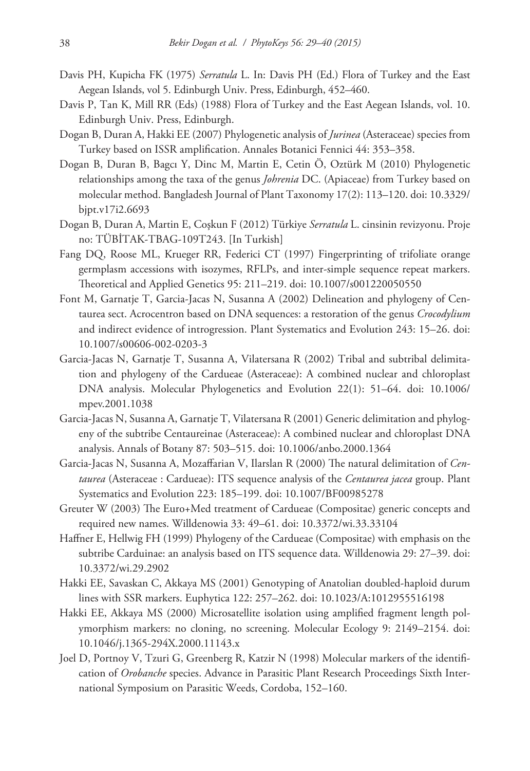Davis PH, Kupicha FK (1975) *Serratula* L. In: Davis PH (Ed.) Flora of Turkey and the East Aegean Islands, vol 5. Edinburgh Univ. Press, Edinburgh, 452–460.

Davis P, Tan K, Mill RR (Eds) (1988) Flora of Turkey and the East Aegean Islands, vol. 10. Edinburgh Univ. Press, Edinburgh.

Dogan B, Duran A, Hakki EE (2007) Phylogenetic analysis of *Jurinea* (Asteraceae) species from Turkey based on ISSR amplification. Annales Botanici Fennici 44: 353–358.

Dogan B, Duran B, Bagcı Y, Dinc M, Martin E, Cetin Ö, Oztürk M (2010) Phylogenetic relationships among the taxa of the genus *Johrenia* DC. (Apiaceae) from Turkey based on molecular method. Bangladesh Journal of Plant Taxonomy 17(2): 113–120. doi: 10.3329/bjpt.v17i2.6693

Dogan B, Duran A, Martin E, Coşkun F (2012) Türkiye *Serratula* L. cinsinin revizyonu. Proje no: TÜBİTAK-TBAG-109T243. [In Turkish]

Fang DQ, Roose ML, Krueger RR, Federici CT (1997) Fingerprinting of trifoliate orange germplasm accessions with isozymes, RFLPs, and inter-simple sequence repeat markers. Theoretical and Applied Genetics 95: 211–219. doi: 10.1007/s001220050550

Font M, Garnatje T, Garcia-Jacas N, Susanna A (2002) Delineation and phylogeny of Centaurea sect. Acrocentron based on DNA sequences: a restoration of the genus *Crocodylium* and indirect evidence of introgression. Plant Systematics and Evolution 243: 15–26. doi: 10.1007/s00606-002-0203-3

Garcia-Jacas N, Garnatje T, Susanna A, Vilatersana R (2002) Tribal and subtribal delimitation and phylogeny of the Cardueae (Asteraceae): A combined nuclear and chloroplast DNA analysis. Molecular Phylogenetics and Evolution 22(1): 51–64. doi: 10.1006/mpev.2001.1038

Garcia-Jacas N, Susanna A, Garnatje T, Vilatersana R (2001) Generic delimitation and phylogeny of the subtribe Centaureinae (Asteraceae): A combined nuclear and chloroplast DNA analysis. Annals of Botany 87: 503–515. doi: 10.1006/anbo.2000.1364

Garcia-Jacas N, Susanna A, Mozaffarian V, Ilarslan R (2000) The natural delimitation of *Centaurea* (Asteraceae : Cardueae): ITS sequence analysis of the *Centaurea jacea* group. Plant Systematics and Evolution 223: 185–199. doi: 10.1007/BF00985278

Greuter W (2003) The Euro+Med treatment of Cardueae (Compositae) generic concepts and required new names. Willdenowia 33: 49–61. doi: 10.3372/wi.33.33104

Haffner E, Hellwig FH (1999) Phylogeny of the Cardueae (Compositae) with emphasis on the subtribe Carduinae: an analysis based on ITS sequence data. Willdenowia 29: 27–39. doi: 10.3372/wi.29.2902

Hakki EE, Savaskan C, Akkaya MS (2001) Genotyping of Anatolian doubled-haploid durum lines with SSR markers. Euphytica 122: 257–262. doi: 10.1023/A:1012955516198

Hakki EE, Akkaya MS (2000) Microsatellite isolation using amplified fragment length polymorphism markers: no cloning, no screening. Molecular Ecology 9: 2149–2154. doi: 10.1046/j.1365-294X.2000.11143.x

Joel D, Portnoy V, Tzuri G, Greenberg R, Katzir N (1998) Molecular markers of the identification of *Orobanche* species. Advance in Parasitic Plant Research Proceedings Sixth International Symposium on Parasitic Weeds, Cordoba, 152–160.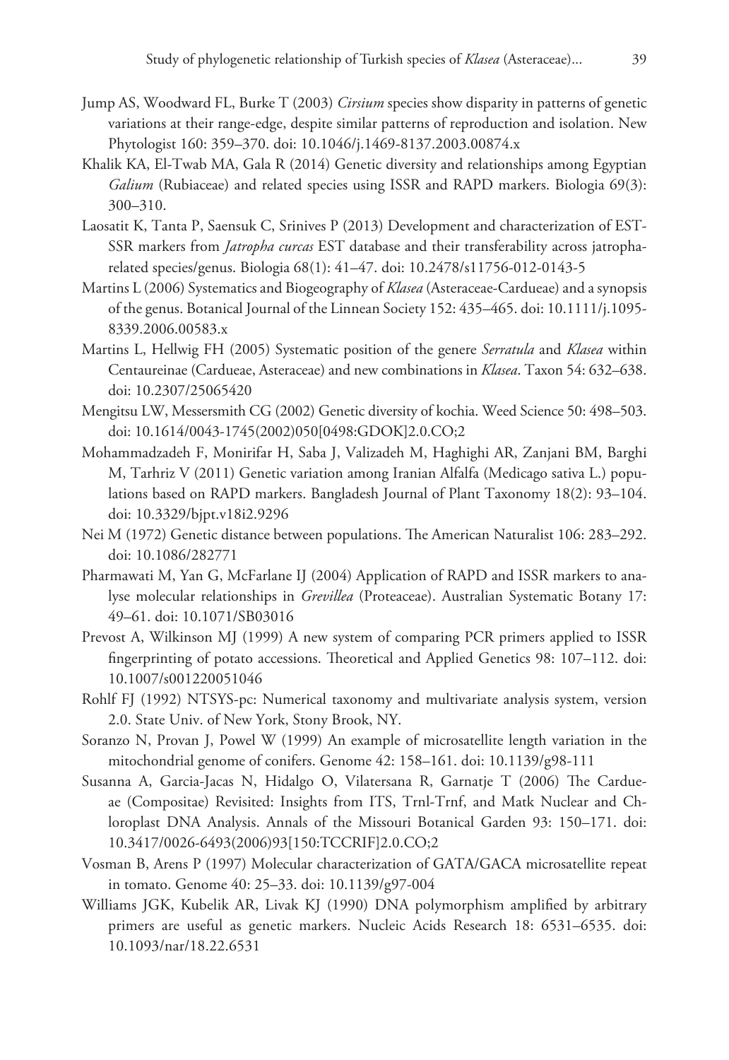Jump AS, Woodward FL, Burke T (2003) *Cirsium* species show disparity in patterns of genetic variations at their range-edge, despite similar patterns of reproduction and isolation. New Phytologist 160: 359–370. doi: 10.1046/j.1469-8137.2003.00874.x

Khalik KA, El-Twab MA, Gala R (2014) Genetic diversity and relationships among Egyptian *Galium* (Rubiaceae) and related species using ISSR and RAPD markers. Biologia 69(3): 300–310.

Laosatit K, Tanta P, Saensuk C, Srinives P (2013) Development and characterization of EST-SSR markers from *Jatropha curcas* EST database and their transferability across jatropha-related species/genus. Biologia 68(1): 41–47. doi: 10.2478/s11756-012-0143-5

Martins L (2006) Systematics and Biogeography of *Klasea* (Asteraceae-Cardueae) and a synopsis of the genus. Botanical Journal of the Linnean Society 152: 435–465. doi: 10.1111/j.1095-8339.2006.00583.x

Martins L, Hellwig FH (2005) Systematic position of the genere *Serratula* and *Klasea* within Centaureinae (Cardueae, Asteraceae) and new combinations in *Klasea*. Taxon 54: 632–638. doi: 10.2307/25065420

Mengitsu LW, Messersmith CG (2002) Genetic diversity of kochia. Weed Science 50: 498–503. doi: 10.1614/0043-1745(2002)050[0498:GDOK]2.0.CO;2

Mohammadzadeh F, Monirifar H, Saba J, Valizadeh M, Haghighi AR, Zanjani BM, Barghi M, Tarhriz V (2011) Genetic variation among Iranian Alfalfa (Medicago sativa L.) populations based on RAPD markers. Bangladesh Journal of Plant Taxonomy 18(2): 93–104. doi: 10.3329/bjpt.v18i2.9296

Nei M (1972) Genetic distance between populations. The American Naturalist 106: 283–292. doi: 10.1086/282771

Pharmawati M, Yan G, McFarlane IJ (2004) Application of RAPD and ISSR markers to analyse molecular relationships in *Grevillea* (Proteaceae). Australian Systematic Botany 17: 49–61. doi: 10.1071/SB03016

Prevost A, Wilkinson MJ (1999) A new system of comparing PCR primers applied to ISSR fingerprinting of potato accessions. Theoretical and Applied Genetics 98: 107–112. doi: 10.1007/s001220051046

Rohlf FJ (1992) NTSYS-pc: Numerical taxonomy and multivariate analysis system, version 2.0. State Univ. of New York, Stony Brook, NY.

Soranzo N, Provan J, Powel W (1999) An example of microsatellite length variation in the mitochondrial genome of conifers. Genome 42: 158–161. doi: 10.1139/g98-111

Susanna A, Garcia-Jacas N, Hidalgo O, Vilatersana R, Garnatje T (2006) The Cardueae (Compositae) Revisited: Insights from ITS, Trnl-Trnf, and Matk Nuclear and Chloroplast DNA Analysis. Annals of the Missouri Botanical Garden 93: 150–171. doi: 10.3417/0026-6493(2006)93[150:TCCRIF]2.0.CO;2

Vosman B, Arens P (1997) Molecular characterization of GATA/GACA microsatellite repeat in tomato. Genome 40: 25–33. doi: 10.1139/g97-004

Williams JGK, Kubelik AR, Livak KJ (1990) DNA polymorphism amplified by arbitrary primers are useful as genetic markers. Nucleic Acids Research 18: 6531–6535. doi: 10.1093/nar/18.22.6531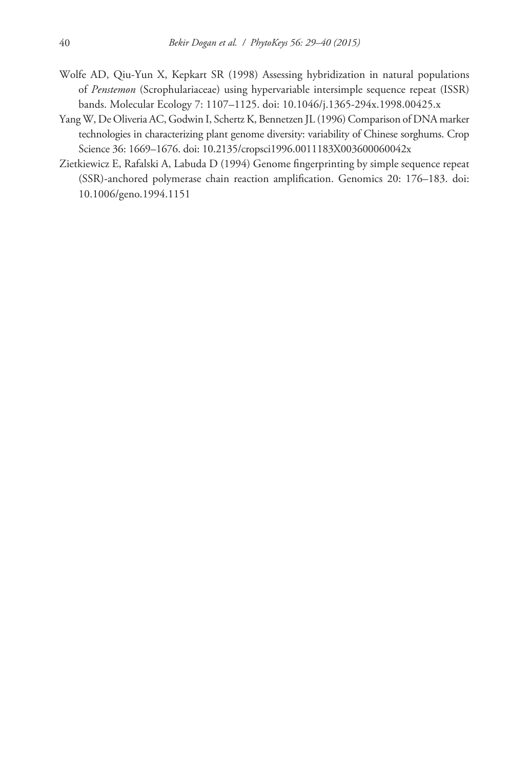Wolfe AD, Qiu-Yun X, Kepkart SR (1998) Assessing hybridization in natural populations of *Penstemon* (Scrophulariaceae) using hypervariable intersimple sequence repeat (ISSR) bands. Molecular Ecology 7: 1107–1125. doi: 10.1046/j.1365-294x.1998.00425.x

Yang W, De Oliveria AC, Godwin I, Schertz K, Bennetzen JL (1996) Comparison of DNA marker technologies in characterizing plant genome diversity: variability of Chinese sorghums. Crop Science 36: 1669–1676. doi: 10.2135/cropsci1996.0011183X003600060042x

Zietkiewicz E, Rafalski A, Labuda D (1994) Genome fingerprinting by simple sequence repeat (SSR)-anchored polymerase chain reaction amplification. Genomics 20: 176–183. doi: 10.1006/geno.1994.1151